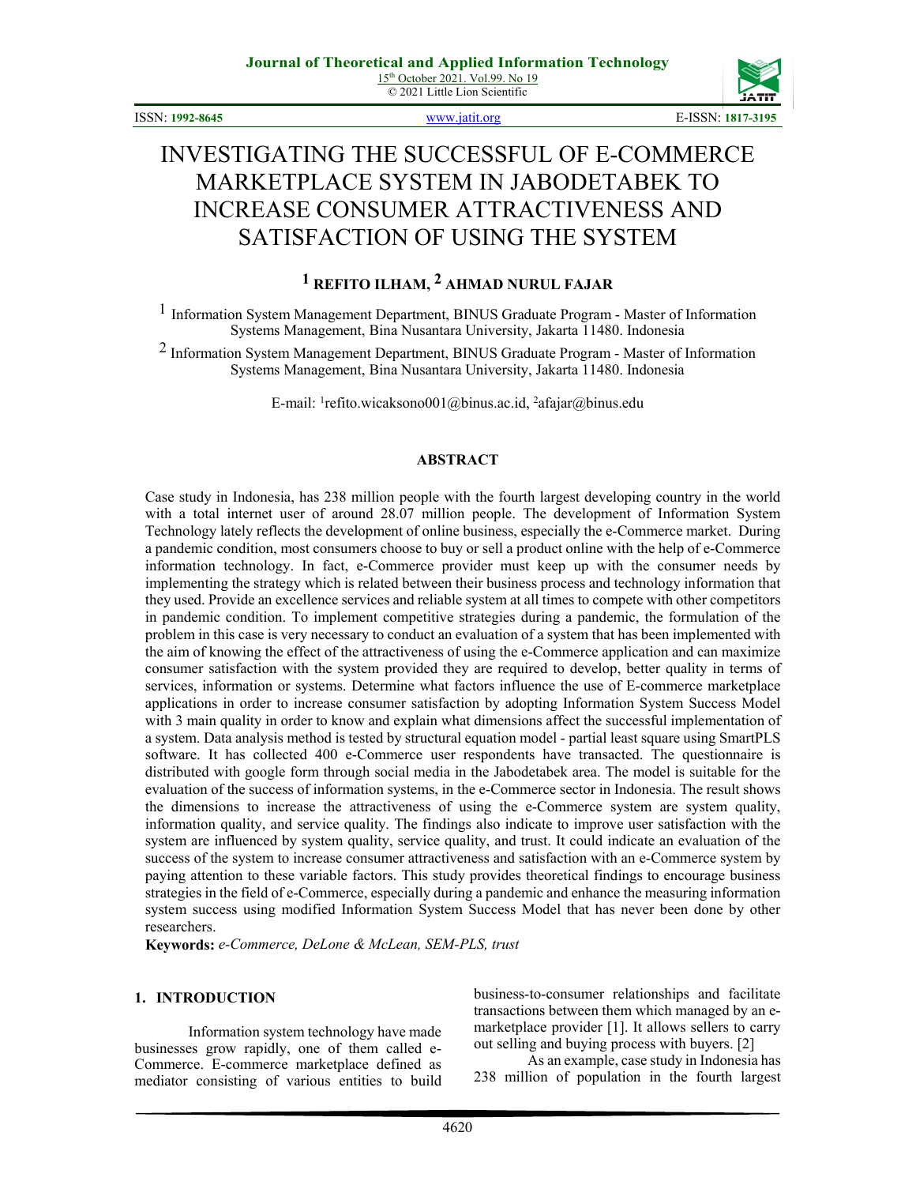# INVESTIGATING THE SUCCESSFUL OF E-COMMERCE MARKETPLACE SYSTEM IN JABODETABEK TO INCREASE CONSUMER ATTRACTIVENESS AND SATISFACTION OF USING THE SYSTEM

## [1] REFITO ILHAM, [2] AHMAD NURUL FAJAR

[1] Information System Management Department, BINUS Graduate Program - Master of Information Systems Management, Bina Nusantara University, Jakarta 11480. Indonesia

[2] Information System Management Department, BINUS Graduate Program - Master of Information Systems Management, Bina Nusantara University, Jakarta 11480. Indonesia

E-mail: [1]refito.wicaksono001@binus.ac.id, [2]afajar@binus.edu

### ABSTRACT

Case study in Indonesia, has 238 million people with the fourth largest developing country in the world with a total internet user of around 28.07 million people. The development of Information System Technology lately reflects the development of online business, especially the e-Commerce market. During a pandemic condition, most consumers choose to buy or sell a product online with the help of e-Commerce information technology. In fact, e-Commerce provider must keep up with the consumer needs by implementing the strategy which is related between their business process and technology information that they used. Provide an excellence services and reliable system at all times to compete with other competitors in pandemic condition. To implement competitive strategies during a pandemic, the formulation of the problem in this case is very necessary to conduct an evaluation of a system that has been implemented with the aim of knowing the effect of the attractiveness of using the e-Commerce application and can maximize consumer satisfaction with the system provided they are required to develop, better quality in terms of services, information or systems. Determine what factors influence the use of E-commerce marketplace applications in order to increase consumer satisfaction by adopting Information System Success Model with 3 main quality in order to know and explain what dimensions affect the successful implementation of a system. Data analysis method is tested by structural equation model - partial least square using SmartPLS software. It has collected 400 e-Commerce user respondents have transacted. The questionnaire is distributed with google form through social media in the Jabodetabek area. The model is suitable for the evaluation of the success of information systems, in the e-Commerce sector in Indonesia. The result shows the dimensions to increase the attractiveness of using the e-Commerce system are system quality, information quality, and service quality. The findings also indicate to improve user satisfaction with the system are influenced by system quality, service quality, and trust. It could indicate an evaluation of the success of the system to increase consumer attractiveness and satisfaction with an e-Commerce system by paying attention to these variable factors. This study provides theoretical findings to encourage business strategies in the field of e-Commerce, especially during a pandemic and enhance the measuring information system success using modified Information System Success Model that has never been done by other researchers.

**Keywords:** *e-Commerce, DeLone & McLean, SEM-PLS, trust*

## 1. INTRODUCTION

Information system technology have made businesses grow rapidly, one of them called e-Commerce. E-commerce marketplace defined as mediator consisting of various entities to build business-to-consumer relationships and facilitate transactions between them which managed by an e-marketplace provider [1]. It allows sellers to carry out selling and buying process with buyers. [2]

As an example, case study in Indonesia has 238 million of population in the fourth largest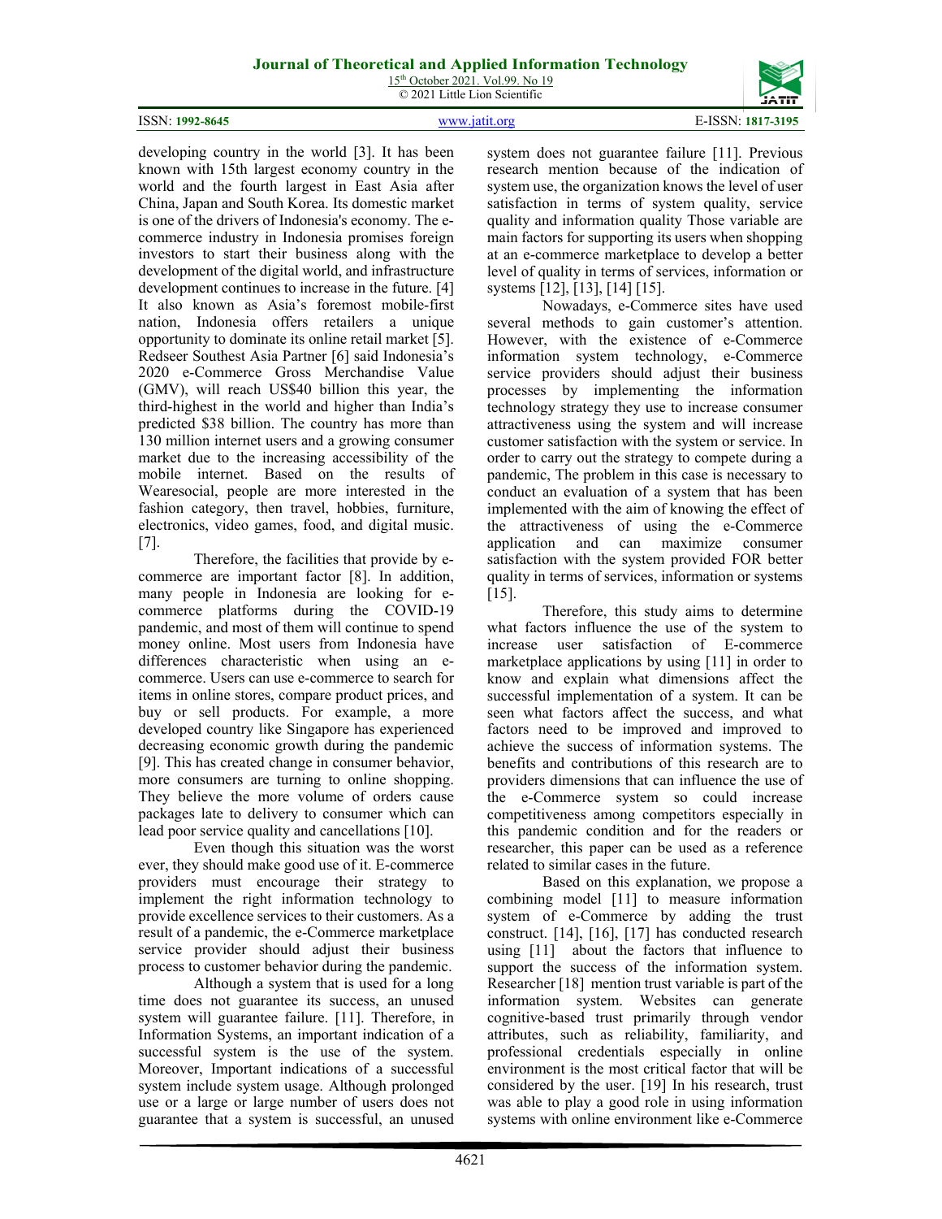developing country in the world [3]. It has been known with 15th largest economy country in the world and the fourth largest in East Asia after China, Japan and South Korea. Its domestic market is one of the drivers of Indonesia's economy. The e-commerce industry in Indonesia promises foreign investors to start their business along with the development of the digital world, and infrastructure development continues to increase in the future. [4] It also known as Asia's foremost mobile-first nation, Indonesia offers retailers a unique opportunity to dominate its online retail market [5]. Redseer Southest Asia Partner [6] said Indonesia's 2020 e-Commerce Gross Merchandise Value (GMV), will reach US$40 billion this year, the third-highest in the world and higher than India's predicted $38 billion. The country has more than 130 million internet users and a growing consumer market due to the increasing accessibility of the mobile internet. Based on the results of Wearesocial, people are more interested in the fashion category, then travel, hobbies, furniture, electronics, video games, food, and digital music. [7].

Therefore, the facilities that provide by e-commerce are important factor [8]. In addition, many people in Indonesia are looking for e-commerce platforms during the COVID-19 pandemic, and most of them will continue to spend money online. Most users from Indonesia have differences characteristic when using an e-commerce. Users can use e-commerce to search for items in online stores, compare product prices, and buy or sell products. For example, a more developed country like Singapore has experienced decreasing economic growth during the pandemic [9]. This has created change in consumer behavior, more consumers are turning to online shopping. They believe the more volume of orders cause packages late to delivery to consumer which can lead poor service quality and cancellations [10].

Even though this situation was the worst ever, they should make good use of it. E-commerce providers must encourage their strategy to implement the right information technology to provide excellence services to their customers. As a result of a pandemic, the e-Commerce marketplace service provider should adjust their business process to customer behavior during the pandemic.

Although a system that is used for a long time does not guarantee its success, an unused system will guarantee failure. [11]. Therefore, in Information Systems, an important indication of a successful system is the use of the system. Moreover, Important indications of a successful system include system usage. Although prolonged use or a large or large number of users does not guarantee that a system is successful, an unused system does not guarantee failure [11]. Previous research mention because of the indication of system use, the organization knows the level of user satisfaction in terms of system quality, service quality and information quality Those variable are main factors for supporting its users when shopping at an e-commerce marketplace to develop a better level of quality in terms of services, information or systems [12], [13], [14] [15].

Nowadays, e-Commerce sites have used several methods to gain customer's attention. However, with the existence of e-Commerce information system technology, e-Commerce service providers should adjust their business processes by implementing the information technology strategy they use to increase consumer attractiveness using the system and will increase customer satisfaction with the system or service. In order to carry out the strategy to compete during a pandemic, The problem in this case is necessary to conduct an evaluation of a system that has been implemented with the aim of knowing the effect of the attractiveness of using the e-Commerce application and can maximize consumer satisfaction with the system provided FOR better quality in terms of services, information or systems [15].

Therefore, this study aims to determine what factors influence the use of the system to increase user satisfaction of E-commerce marketplace applications by using [11] in order to know and explain what dimensions affect the successful implementation of a system. It can be seen what factors affect the success, and what factors need to be improved and improved to achieve the success of information systems. The benefits and contributions of this research are to providers dimensions that can influence the use of the e-Commerce system so could increase competitiveness among competitors especially in this pandemic condition and for the readers or researcher, this paper can be used as a reference related to similar cases in the future.

Based on this explanation, we propose a combining model [11] to measure information system of e-Commerce by adding the trust construct. [14], [16], [17] has conducted research using [11] about the factors that influence to support the success of the information system. Researcher [18] mention trust variable is part of the information system. Websites can generate cognitive-based trust primarily through vendor attributes, such as reliability, familiarity, and professional credentials especially in online environment is the most critical factor that will be considered by the user. [19] In his research, trust was able to play a good role in using information systems with online environment like e-Commerce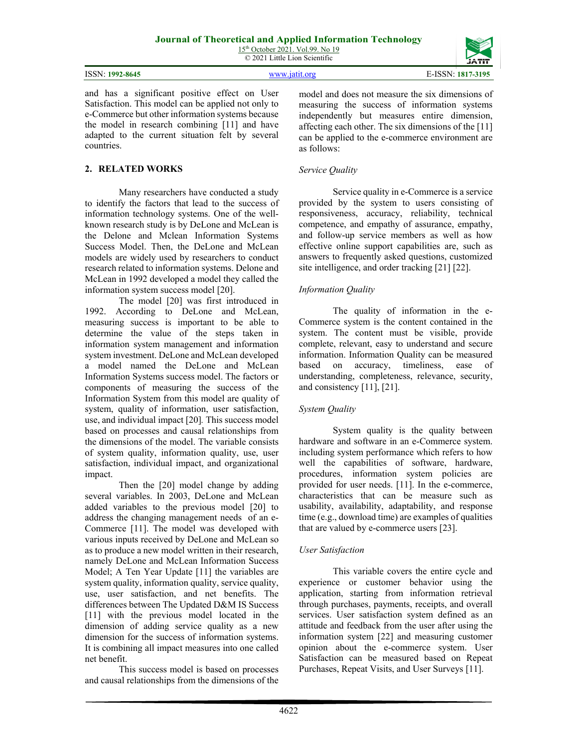and has a significant positive effect on User Satisfaction. This model can be applied not only to e-Commerce but other information systems because the model in research combining [11] and have adapted to the current situation felt by several countries.

## 2. RELATED WORKS

Many researchers have conducted a study to identify the factors that lead to the success of information technology systems. One of the well-known research study is by DeLone and McLean is the Delone and Mclean Information Systems Success Model. Then, the DeLone and McLean models are widely used by researchers to conduct research related to information systems. Delone and McLean in 1992 developed a model they called the information system success model [20].

The model [20] was first introduced in 1992. According to DeLone and McLean, measuring success is important to be able to determine the value of the steps taken in information system management and information system investment. DeLone and McLean developed a model named the DeLone and McLean Information Systems success model. The factors or components of measuring the success of the Information System from this model are quality of system, quality of information, user satisfaction, use, and individual impact [20]. This success model based on processes and causal relationships from the dimensions of the model. The variable consists of system quality, information quality, use, user satisfaction, individual impact, and organizational impact.

Then the [20] model change by adding several variables. In 2003, DeLone and McLean added variables to the previous model [20] to address the changing management needs of an e-Commerce [11]. The model was developed with various inputs received by DeLone and McLean so as to produce a new model written in their research, namely DeLone and McLean Information Success Model; A Ten Year Update [11] the variables are system quality, information quality, service quality, use, user satisfaction, and net benefits. The differences between The Updated D&M IS Success [11] with the previous model located in the dimension of adding service quality as a new dimension for the success of information systems. It is combining all impact measures into one called net benefit.

This success model is based on processes and causal relationships from the dimensions of the model and does not measure the six dimensions of measuring the success of information systems independently but measures entire dimension, affecting each other. The six dimensions of the [11] can be applied to the e-commerce environment are as follows:

*Service Quality*

Service quality in e-Commerce is a service provided by the system to users consisting of responsiveness, accuracy, reliability, technical competence, and empathy of assurance, empathy, and follow-up service members as well as how effective online support capabilities are, such as answers to frequently asked questions, customized site intelligence, and order tracking [21] [22].

*Information Quality*

The quality of information in the e-Commerce system is the content contained in the system. The content must be visible, provide complete, relevant, easy to understand and secure information. Information Quality can be measured based on accuracy, timeliness, ease of understanding, completeness, relevance, security, and consistency [11], [21].

*System Quality*

System quality is the quality between hardware and software in an e-Commerce system. including system performance which refers to how well the capabilities of software, hardware, procedures, information system policies are provided for user needs. [11]. In the e-commerce, characteristics that can be measure such as usability, availability, adaptability, and response time (e.g., download time) are examples of qualities that are valued by e-commerce users [23].

*User Satisfaction*

This variable covers the entire cycle and experience or customer behavior using the application, starting from information retrieval through purchases, payments, receipts, and overall services. User satisfaction system defined as an attitude and feedback from the user after using the information system [22] and measuring customer opinion about the e-commerce system. User Satisfaction can be measured based on Repeat Purchases, Repeat Visits, and User Surveys [11].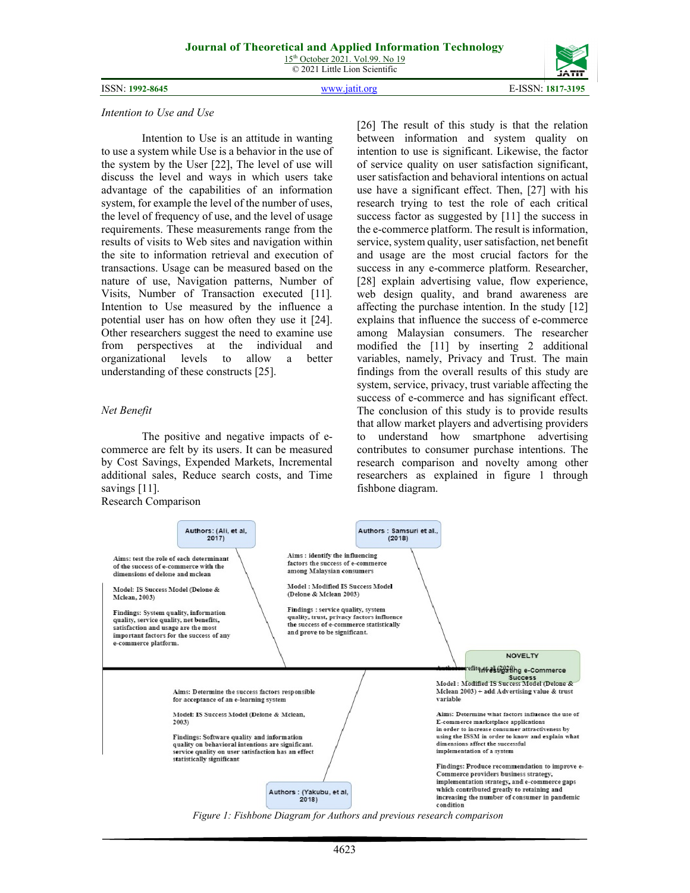*Intention to Use and Use*

Intention to Use is an attitude in wanting to use a system while Use is a behavior in the use of the system by the User [22], The level of use will discuss the level and ways in which users take advantage of the capabilities of an information system, for example the level of the number of uses, the level of frequency of use, and the level of usage requirements. These measurements range from the results of visits to Web sites and navigation within the site to information retrieval and execution of transactions. Usage can be measured based on the nature of use, Navigation patterns, Number of Visits, Number of Transaction executed [11]. Intention to Use measured by the influence a potential user has on how often they use it [24]. Other researchers suggest the need to examine use from perspectives at the individual and organizational levels to allow a better understanding of these constructs [25].

*Net Benefit*

The positive and negative impacts of e-commerce are felt by its users. It can be measured by Cost Savings, Expended Markets, Incremental additional sales, Reduce search costs, and Time savings [11].

Research Comparison

[26] The result of this study is that the relation between information and system quality on intention to use is significant. Likewise, the factor of service quality on user satisfaction significant, user satisfaction and behavioral intentions on actual use have a significant effect. Then, [27] with his research trying to test the role of each critical success factor as suggested by [11] the success in the e-commerce platform. The result is information, service, system quality, user satisfaction, net benefit and usage are the most crucial factors for the success in any e-commerce platform. Researcher, [28] explain advertising value, flow experience, web design quality, and brand awareness are affecting the purchase intention. In the study [12] explains that influence the success of e-commerce among Malaysian consumers. The researcher modified the [11] by inserting 2 additional variables, namely, Privacy and Trust. The main findings from the overall results of this study are system, service, privacy, trust variable affecting the success of e-commerce and has significant effect. The conclusion of this study is to provide results that allow market players and advertising providers to understand how smartphone advertising contributes to consumer purchase intentions. The research comparison and novelty among other researchers as explained in figure 1 through fishbone diagram.

Authors: (Ali, et al, 2017)

Aims: test the role of each determinant of the success of e-commerce with the dimensions of delone and mclean

Model: IS Success Model (Delone & Mclean, 2003)

Findings: System quality, information quality, service quality, net benefits, satisfaction and usage are the most important factors for the success of any e-commerce platform.

Authors : Samsuri et al., (2018)

Aims : identify the influencing factors the success of e-commerce among Malaysian consumers

Model : Modified IS Success Model (Delone & Mclean 2003)

Findings : service quality, system quality, trust, privacy factors influence the success of e-commerce statistically and prove to be significant.

Authors : (Yakubu, et al, 2018)

Aims: Determine the success factors responsible for acceptance of an e-learning system

Model: IS Success Model (Delone & Mclean, 2003)

Findings: Software quality and information quality on behavioral intentions are significant. service quality on user satisfaction has an effect statistically significant

NOVELTY

Authors: Arefin et al (2020) Investigating e-Commerce Success

Model : Modified IS Success Model (Delone & Mclean 2003) + add Advertising value & trust variable

Aims: Determine what factors influence the use of E-commerce marketplace applications in order to increase consumer attractiveness by using the ISSM in order to know and explain what dimensions affect the successful implementation of a system

Findings: Produce recommendation to improve e-Commerce providers business strategy, implementation strategy, and e-commerce gaps which contributed greatly to retaining and increasing the number of consumer in pandemic condition

*Figure 1: Fishbone Diagram for Authors and previous research comparison*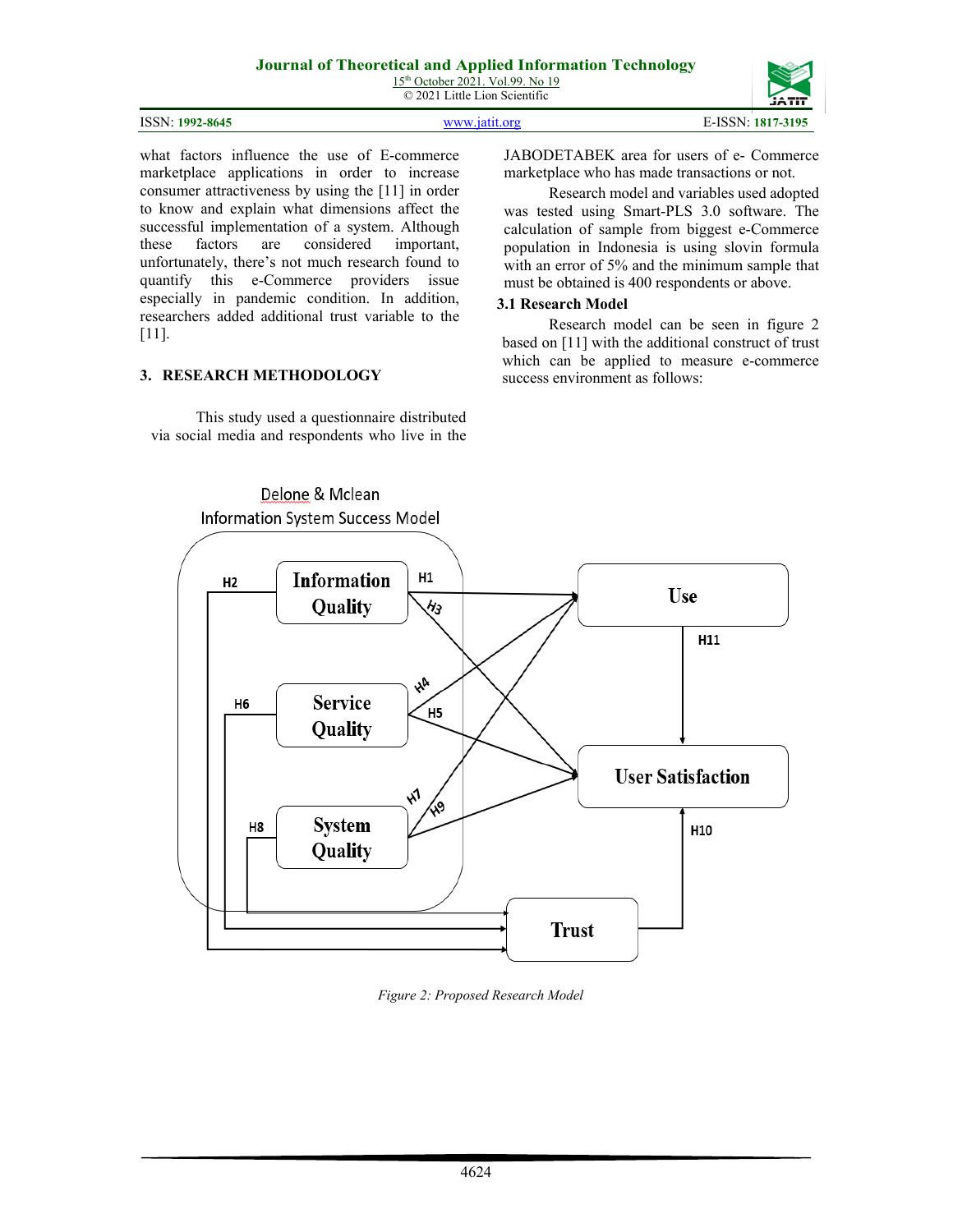what factors influence the use of E-commerce marketplace applications in order to increase consumer attractiveness by using the [11] in order to know and explain what dimensions affect the successful implementation of a system. Although these factors are considered important, unfortunately, there's not much research found to quantify this e-Commerce providers issue especially in pandemic condition. In addition, researchers added additional trust variable to the [11].

## 3. RESEARCH METHODOLOGY

This study used a questionnaire distributed via social media and respondents who live in the JABODETABEK area for users of e- Commerce marketplace who has made transactions or not.

Research model and variables used adopted was tested using Smart-PLS 3.0 software. The calculation of sample from biggest e-Commerce population in Indonesia is using slovin formula with an error of 5% and the minimum sample that must be obtained is 400 respondents or above.

### 3.1 Research Model

Research model can be seen in figure 2 based on [11] with the additional construct of trust which can be applied to measure e-commerce success environment as follows:

*Figure 2: Proposed Research Model*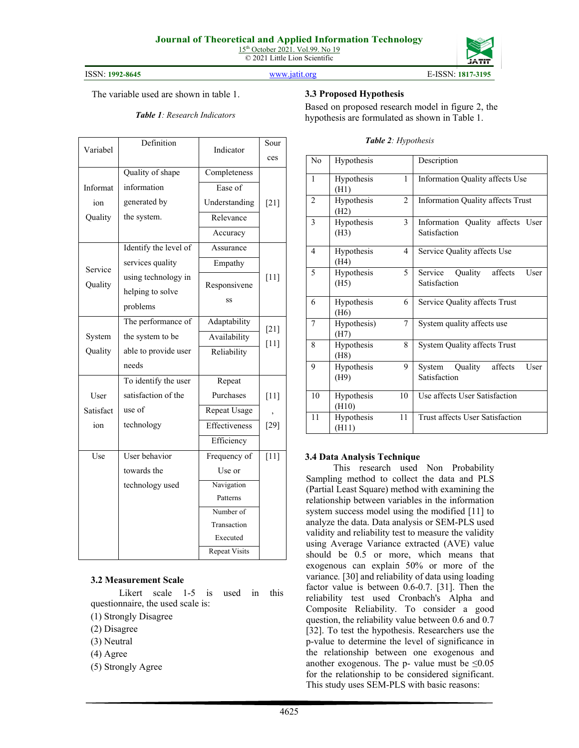The variable used are shown in table 1.

***Table 1**: Research Indicators*

| Variabel | Definition | Indicator | Sources |
|---|---|---|---|
| Information Quality | Quality of shape information generated by the system. | Completeness | [21] |
| | | Ease of Understanding | |
| | | Relevance | |
| | | Accuracy | |
| Service Quality | Identify the level of services quality using technology in helping to solve problems | Assurance | [11] |
| | | Empathy | |
| | | Responsiveness | |
| System Quality | The performance of the system to be able to provide user needs | Adaptability | [21] [11] |
| | | Availability | |
| | | Reliability | |
| User Satisfaction | To identify the user satisfaction of the use of technology | Repeat Purchases | [11], [29] |
| | | Repeat Usage | |
| | | Effectiveness | |
| | | Efficiency | |
| Use | User behavior towards the technology used | Frequency of Use or | [11] |
| | | Navigation Patterns | |
| | | Number of Transaction Executed | |
| | | Repeat Visits | |

### 3.2 Measurement Scale

Likert scale 1-5 is used in this questionnaire, the used scale is:

(1) Strongly Disagree
(2) Disagree
(3) Neutral
(4) Agree
(5) Strongly Agree

### 3.3 Proposed Hypothesis

Based on proposed research model in figure 2, the hypothesis are formulated as shown in Table 1.

***Table 2**: Hypothesis*

| No | Hypothesis | Description |
|---|---|---|
| 1 | Hypothesis 1 (H1) | Information Quality affects Use |
| 2 | Hypothesis 2 (H2) | Information Quality affects Trust |
| 3 | Hypothesis 3 (H3) | Information Quality affects User Satisfaction |
| 4 | Hypothesis 4 (H4) | Service Quality affects Use |
| 5 | Hypothesis 5 (H5) | Service Quality affects User Satisfaction |
| 6 | Hypothesis 6 (H6) | Service Quality affects Trust |
| 7 | Hypothesis) 7 (H7) | System quality affects use |
| 8 | Hypothesis 8 (H8) | System Quality affects Trust |
| 9 | Hypothesis 9 (H9) | System Quality affects User Satisfaction |
| 10 | Hypothesis 10 (H10) | Use affects User Satisfaction |
| 11 | Hypothesis 11 (H11) | Trust affects User Satisfaction |

### 3.4 Data Analysis Technique

This research used Non Probability Sampling method to collect the data and PLS (Partial Least Square) method with examining the relationship between variables in the information system success model using the modified [11] to analyze the data. Data analysis or SEM-PLS used validity and reliability test to measure the validity using Average Variance extracted (AVE) value should be 0.5 or more, which means that exogenous can explain 50% or more of the variance. [30] and reliability of data using loading factor value is between 0.6-0.7. [31]. Then the reliability test used Cronbach's Alpha and Composite Reliability. To consider a good question, the reliability value between 0.6 and 0.7 [32]. To test the hypothesis. Researchers use the p-value to determine the level of significance in the relationship between one exogenous and another exogenous. The p- value must be $\leq 0.05$ for the relationship to be considered significant. This study uses SEM-PLS with basic reasons: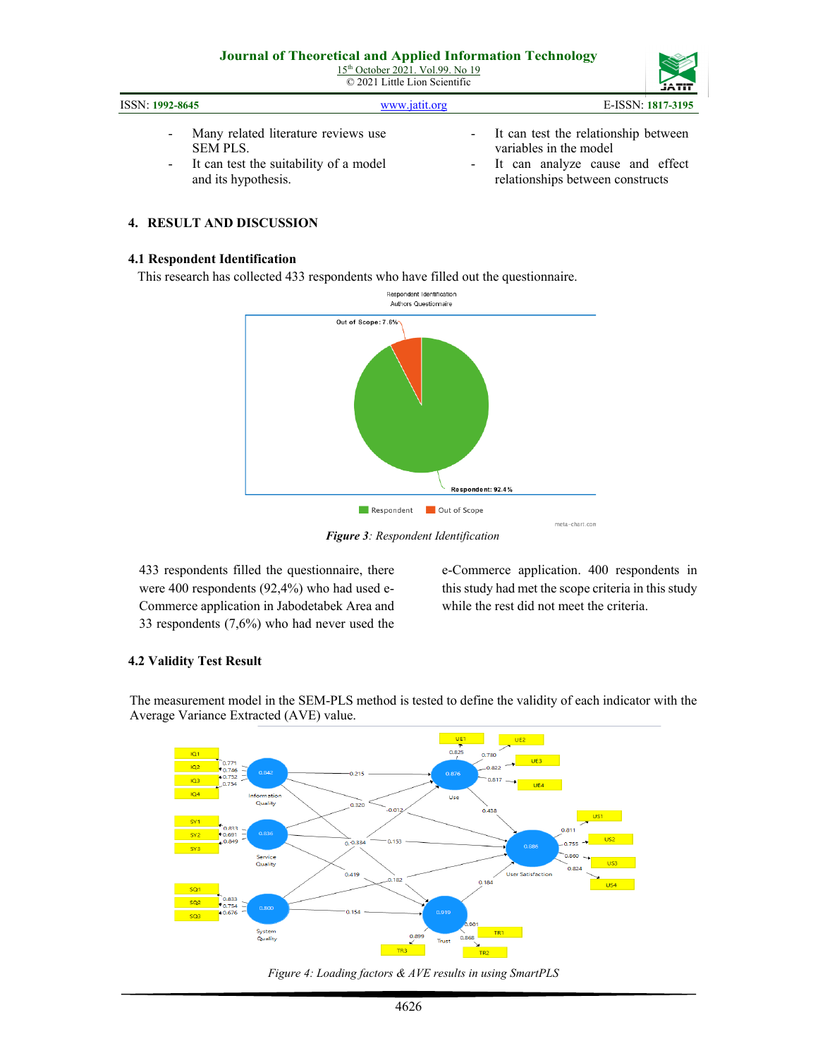- Many related literature reviews use SEM PLS.
- It can test the suitability of a model and its hypothesis.
- It can test the relationship between variables in the model
- It can analyze cause and effect relationships between constructs

## 4. RESULT AND DISCUSSION

### 4.1 Respondent Identification

This research has collected 433 respondents who have filled out the questionnaire.

*Figure 3: Respondent Identification*

433 respondents filled the questionnaire, there were 400 respondents (92,4%) who had used e-Commerce application in Jabodetabek Area and 33 respondents (7,6%) who had never used the e-Commerce application. 400 respondents in this study had met the scope criteria in this study while the rest did not meet the criteria.

### 4.2 Validity Test Result

The measurement model in the SEM-PLS method is tested to define the validity of each indicator with the Average Variance Extracted (AVE) value.

*Figure 4: Loading factors & AVE results in using SmartPLS*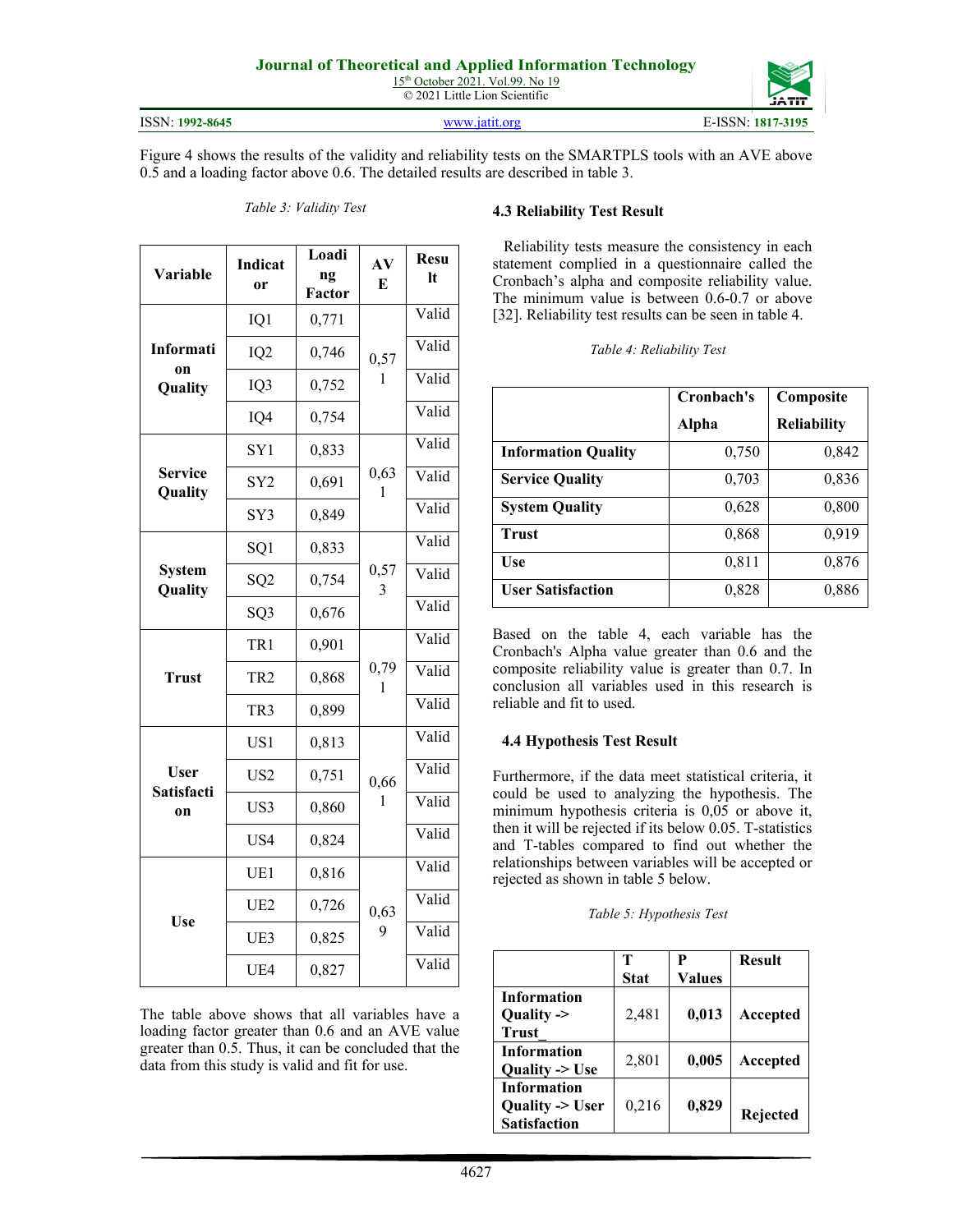Figure 4 shows the results of the validity and reliability tests on the SMARTPLS tools with an AVE above 0.5 and a loading factor above 0.6. The detailed results are described in table 3.

*Table 3: Validity Test*

| Variable | Indicator | Loading Factor | AVE | Result |
|---|---|---|---|---|
| Information Quality | IQ1 | 0,771 | 0,571 | Valid |
| | IQ2 | 0,746 | | Valid |
| | IQ3 | 0,752 | | Valid |
| | IQ4 | 0,754 | | Valid |
| Service Quality | SY1 | 0,833 | 0,631 | Valid |
| | SY2 | 0,691 | | Valid |
| | SY3 | 0,849 | | Valid |
| System Quality | SQ1 | 0,833 | 0,573 | Valid |
| | SQ2 | 0,754 | | Valid |
| | SQ3 | 0,676 | | Valid |
| Trust | TR1 | 0,901 | 0,791 | Valid |
| | TR2 | 0,868 | | Valid |
| | TR3 | 0,899 | | Valid |
| User Satisfaction | US1 | 0,813 | 0,661 | Valid |
| | US2 | 0,751 | | Valid |
| | US3 | 0,860 | | Valid |
| | US4 | 0,824 | | Valid |
| Use | UE1 | 0,816 | 0,639 | Valid |
| | UE2 | 0,726 | | Valid |
| | UE3 | 0,825 | | Valid |
| | UE4 | 0,827 | | Valid |

The table above shows that all variables have a loading factor greater than 0.6 and an AVE value greater than 0.5. Thus, it can be concluded that the data from this study is valid and fit for use.

### 4.3 Reliability Test Result

Reliability tests measure the consistency in each statement complied in a questionnaire called the Cronbach's alpha and composite reliability value. The minimum value is between 0.6-0.7 or above [32]. Reliability test results can be seen in table 4.

*Table 4: Reliability Test*

| | Cronbach's Alpha | Composite Reliability |
|---|---|---|
| **Information Quality** | 0,750 | 0,842 |
| **Service Quality** | 0,703 | 0,836 |
| **System Quality** | 0,628 | 0,800 |
| **Trust** | 0,868 | 0,919 |
| **Use** | 0,811 | 0,876 |
| **User Satisfaction** | 0,828 | 0,886 |

Based on the table 4, each variable has the Cronbach's Alpha value greater than 0.6 and the composite reliability value is greater than 0.7. In conclusion all variables used in this research is reliable and fit to used.

### 4.4 Hypothesis Test Result

Furthermore, if the data meet statistical criteria, it could be used to analyzing the hypothesis. The minimum hypothesis criteria is 0,05 or above it, then it will be rejected if its below 0.05. T-statistics and T-tables compared to find out whether the relationships between variables will be accepted or rejected as shown in table 5 below.

*Table 5: Hypothesis Test*

| | T Stat | P Values | Result |
|---|---|---|---|
| **Information Quality -> Trust_** | 2,481 | **0,013** | **Accepted** |
| **Information Quality -> Use** | 2,801 | **0,005** | **Accepted** |
| **Information Quality -> User Satisfaction** | 0,216 | **0,829** | **Rejected** |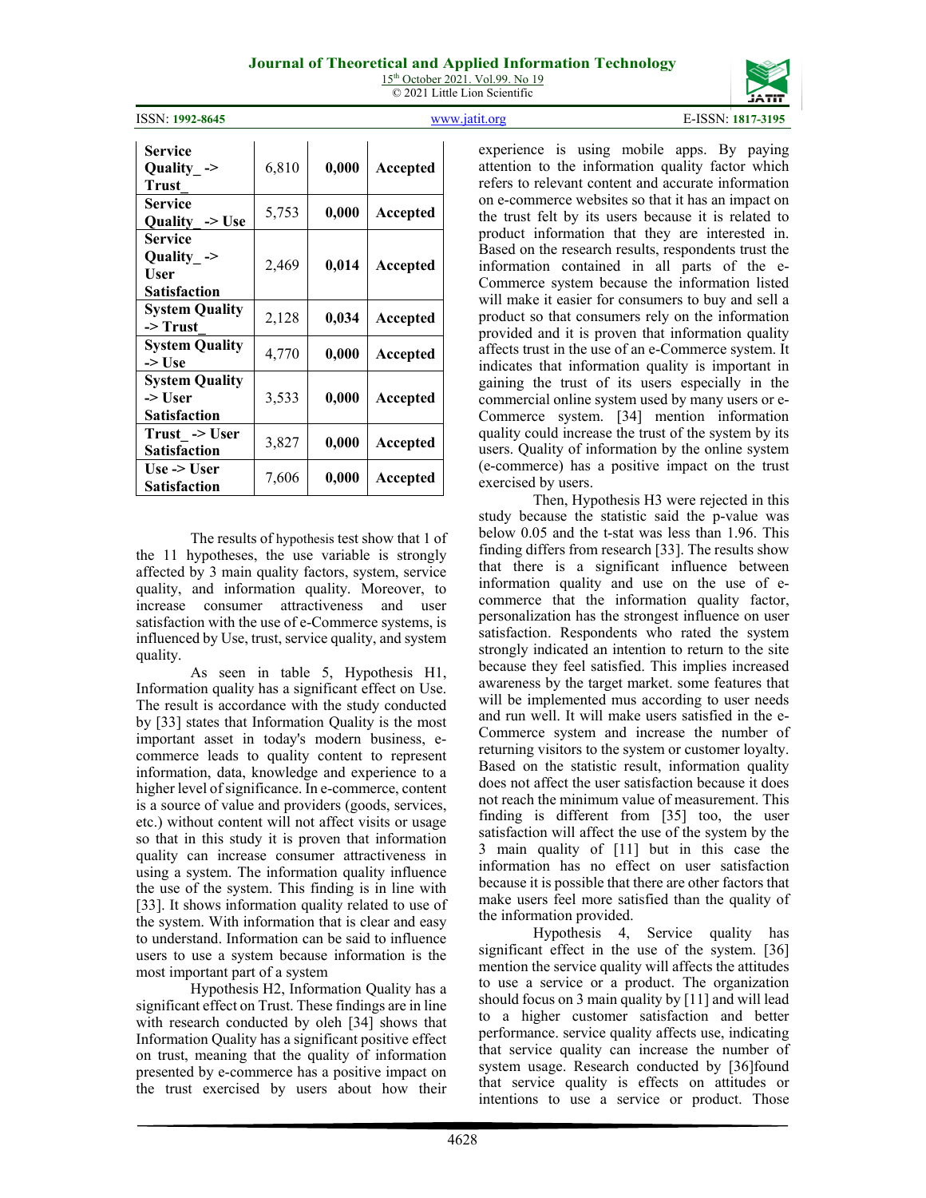| Service Quality_ -> Trust_ | 6,810 | **0,000** | **Accepted** |
|---|---|---|---|
| **Service Quality_ -> Use** | 5,753 | **0,000** | **Accepted** |
| **Service Quality_ -> User Satisfaction** | 2,469 | **0,014** | **Accepted** |
| **System Quality -> Trust_** | 2,128 | **0,034** | **Accepted** |
| **System Quality -> Use** | 4,770 | **0,000** | **Accepted** |
| **System Quality -> User Satisfaction** | 3,533 | **0,000** | **Accepted** |
| **Trust_ -> User Satisfaction** | 3,827 | **0,000** | **Accepted** |
| **Use -> User Satisfaction** | 7,606 | **0,000** | **Accepted** |

The results of hypothesis test show that 1 of the 11 hypotheses, the use variable is strongly affected by 3 main quality factors, system, service quality, and information quality. Moreover, to increase consumer attractiveness and user satisfaction with the use of e-Commerce systems, is influenced by Use, trust, service quality, and system quality.

As seen in table 5, Hypothesis H1, Information quality has a significant effect on Use. The result is accordance with the study conducted by [33] states that Information Quality is the most important asset in today's modern business, e-commerce leads to quality content to represent information, data, knowledge and experience to a higher level of significance. In e-commerce, content is a source of value and providers (goods, services, etc.) without content will not affect visits or usage so that in this study it is proven that information quality can increase consumer attractiveness in using a system. The information quality influence the use of the system. This finding is in line with [33]. It shows information quality related to use of the system. With information that is clear and easy to understand. Information can be said to influence users to use a system because information is the most important part of a system

Hypothesis H2, Information Quality has a significant effect on Trust. These findings are in line with research conducted by oleh [34] shows that Information Quality has a significant positive effect on trust, meaning that the quality of information presented by e-commerce has a positive impact on the trust exercised by users about how their experience is using mobile apps. By paying attention to the information quality factor which refers to relevant content and accurate information on e-commerce websites so that it has an impact on the trust felt by its users because it is related to product information that they are interested in. Based on the research results, respondents trust the information contained in all parts of the e-Commerce system because the information listed will make it easier for consumers to buy and sell a product so that consumers rely on the information provided and it is proven that information quality affects trust in the use of an e-Commerce system. It indicates that information quality is important in gaining the trust of its users especially in the commercial online system used by many users or e-Commerce system. [34] mention information quality could increase the trust of the system by its users. Quality of information by the online system (e-commerce) has a positive impact on the trust exercised by users.

Then, Hypothesis H3 were rejected in this study because the statistic said the p-value was below 0.05 and the t-stat was less than 1.96. This finding differs from research [33]. The results show that there is a significant influence between information quality and use on the use of e-commerce that the information quality factor, personalization has the strongest influence on user satisfaction. Respondents who rated the system strongly indicated an intention to return to the site because they feel satisfied. This implies increased awareness by the target market. some features that will be implemented mus according to user needs and run well. It will make users satisfied in the e-Commerce system and increase the number of returning visitors to the system or customer loyalty. Based on the statistic result, information quality does not affect the user satisfaction because it does not reach the minimum value of measurement. This finding is different from [35] too, the user satisfaction will affect the use of the system by the 3 main quality of [11] but in this case the information has no effect on user satisfaction because it is possible that there are other factors that make users feel more satisfied than the quality of the information provided.

Hypothesis 4, Service quality has significant effect in the use of the system. [36] mention the service quality will affects the attitudes to use a service or a product. The organization should focus on 3 main quality by [11] and will lead to a higher customer satisfaction and better performance. service quality affects use, indicating that service quality can increase the number of system usage. Research conducted by [36]found that service quality is effects on attitudes or intentions to use a service or product. Those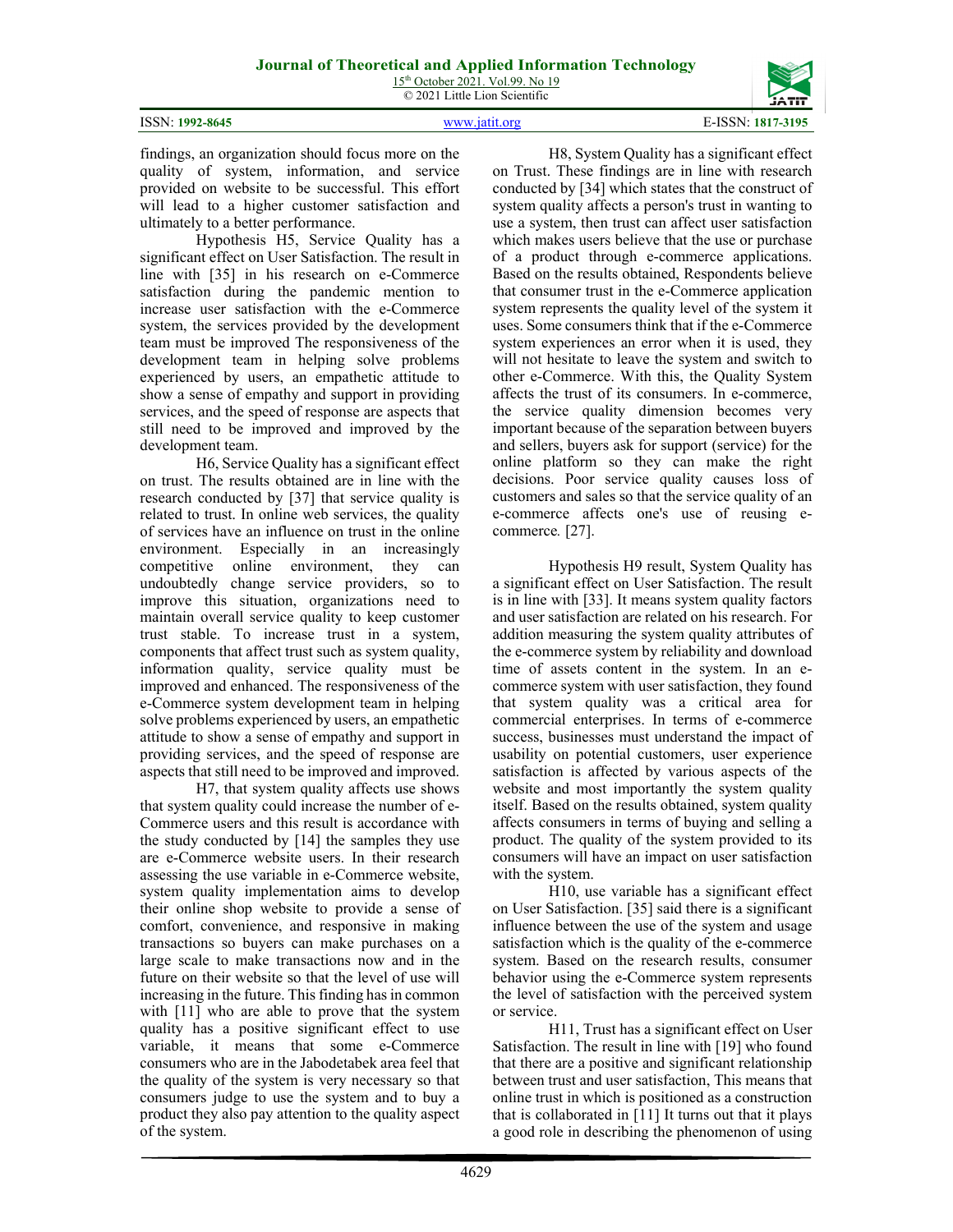findings, an organization should focus more on the quality of system, information, and service provided on website to be successful. This effort will lead to a higher customer satisfaction and ultimately to a better performance.

Hypothesis H5, Service Quality has a significant effect on User Satisfaction. The result in line with [35] in his research on e-Commerce satisfaction during the pandemic mention to increase user satisfaction with the e-Commerce system, the services provided by the development team must be improved The responsiveness of the development team in helping solve problems experienced by users, an empathetic attitude to show a sense of empathy and support in providing services, and the speed of response are aspects that still need to be improved and improved by the development team.

H6, Service Quality has a significant effect on trust. The results obtained are in line with the research conducted by [37] that service quality is related to trust. In online web services, the quality of services have an influence on trust in the online environment. Especially in an increasingly competitive online environment, they can undoubtedly change service providers, so to improve this situation, organizations need to maintain overall service quality to keep customer trust stable. To increase trust in a system, components that affect trust such as system quality, information quality, service quality must be improved and enhanced. The responsiveness of the e-Commerce system development team in helping solve problems experienced by users, an empathetic attitude to show a sense of empathy and support in providing services, and the speed of response are aspects that still need to be improved and improved.

H7, that system quality affects use shows that system quality could increase the number of e-Commerce users and this result is accordance with the study conducted by [14] the samples they use are e-Commerce website users. In their research assessing the use variable in e-Commerce website, system quality implementation aims to develop their online shop website to provide a sense of comfort, convenience, and responsive in making transactions so buyers can make purchases on a large scale to make transactions now and in the future on their website so that the level of use will increasing in the future. This finding has in common with [11] who are able to prove that the system quality has a positive significant effect to use variable, it means that some e-Commerce consumers who are in the Jabodetabek area feel that the quality of the system is very necessary so that consumers judge to use the system and to buy a product they also pay attention to the quality aspect of the system.

H8, System Quality has a significant effect on Trust. These findings are in line with research conducted by [34] which states that the construct of system quality affects a person's trust in wanting to use a system, then trust can affect user satisfaction which makes users believe that the use or purchase of a product through e-commerce applications. Based on the results obtained, Respondents believe that consumer trust in the e-Commerce application system represents the quality level of the system it uses. Some consumers think that if the e-Commerce system experiences an error when it is used, they will not hesitate to leave the system and switch to other e-Commerce. With this, the Quality System affects the trust of its consumers. In e-commerce, the service quality dimension becomes very important because of the separation between buyers and sellers, buyers ask for support (service) for the online platform so they can make the right decisions. Poor service quality causes loss of customers and sales so that the service quality of an e-commerce affects one's use of reusing e-commerce*.* [27].

Hypothesis H9 result, System Quality has a significant effect on User Satisfaction. The result is in line with [33]. It means system quality factors and user satisfaction are related on his research. For addition measuring the system quality attributes of the e-commerce system by reliability and download time of assets content in the system. In an e-commerce system with user satisfaction, they found that system quality was a critical area for commercial enterprises. In terms of e-commerce success, businesses must understand the impact of usability on potential customers, user experience satisfaction is affected by various aspects of the website and most importantly the system quality itself. Based on the results obtained, system quality affects consumers in terms of buying and selling a product. The quality of the system provided to its consumers will have an impact on user satisfaction with the system.

H10, use variable has a significant effect on User Satisfaction. [35] said there is a significant influence between the use of the system and usage satisfaction which is the quality of the e-commerce system. Based on the research results, consumer behavior using the e-Commerce system represents the level of satisfaction with the perceived system or service.

H11, Trust has a significant effect on User Satisfaction. The result in line with [19] who found that there are a positive and significant relationship between trust and user satisfaction, This means that online trust in which is positioned as a construction that is collaborated in [11] It turns out that it plays a good role in describing the phenomenon of using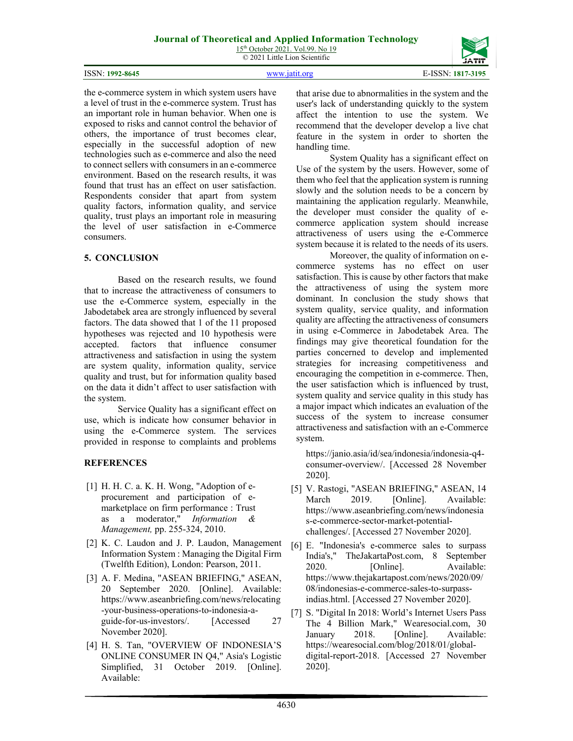the e-commerce system in which system users have a level of trust in the e-commerce system. Trust has an important role in human behavior. When one is exposed to risks and cannot control the behavior of others, the importance of trust becomes clear, especially in the successful adoption of new technologies such as e-commerce and also the need to connect sellers with consumers in an e-commerce environment. Based on the research results, it was found that trust has an effect on user satisfaction. Respondents consider that apart from system quality factors, information quality, and service quality, trust plays an important role in measuring the level of user satisfaction in e-Commerce consumers.

## 5. CONCLUSION

Based on the research results, we found that to increase the attractiveness of consumers to use the e-Commerce system, especially in the Jabodetabek area are strongly influenced by several factors. The data showed that 1 of the 11 proposed hypotheses was rejected and 10 hypothesis were accepted. factors that influence consumer attractiveness and satisfaction in using the system are system quality, information quality, service quality and trust, but for information quality based on the data it didn't affect to user satisfaction with the system.

Service Quality has a significant effect on use, which is indicate how consumer behavior in using the e-Commerce system. The services provided in response to complaints and problems that arise due to abnormalities in the system and the user's lack of understanding quickly to the system affect the intention to use the system. We recommend that the developer develop a live chat feature in the system in order to shorten the handling time.

System Quality has a significant effect on Use of the system by the users. However, some of them who feel that the application system is running slowly and the solution needs to be a concern by maintaining the application regularly. Meanwhile, the developer must consider the quality of e-commerce application system should increase attractiveness of users using the e-Commerce system because it is related to the needs of its users.

Moreover, the quality of information on e-commerce systems has no effect on user satisfaction. This is cause by other factors that make the attractiveness of using the system more dominant. In conclusion the study shows that system quality, service quality, and information quality are affecting the attractiveness of consumers in using e-Commerce in Jabodetabek Area. The findings may give theoretical foundation for the parties concerned to develop and implemented strategies for increasing competitiveness and encouraging the competition in e-commerce. Then, the user satisfaction which is influenced by trust, system quality and service quality in this study has a major impact which indicates an evaluation of the success of the system to increase consumer attractiveness and satisfaction with an e-Commerce system.

## REFERENCES

[1] H. H. C. a. K. H. Wong, "Adoption of e-procurement and participation of e-marketplace on firm performance : Trust as a moderator," *Information & Management,* pp. 255-324, 2010.

[2] K. C. Laudon and J. P. Laudon, Management Information System : Managing the Digital Firm (Twelfth Edition), London: Pearson, 2011.

[3] A. F. Medina, "ASEAN BRIEFING," ASEAN, 20 September 2020. [Online]. Available: https://www.aseanbriefing.com/news/relocating-your-business-operations-to-indonesia-a-guide-for-us-investors/. [Accessed 27 November 2020].

[4] H. S. Tan, "OVERVIEW OF INDONESIA'S ONLINE CONSUMER IN Q4," Asia's Logistic Simplified, 31 October 2019. [Online]. Available: https://janio.asia/id/sea/indonesia/indonesia-q4-consumer-overview/. [Accessed 28 November 2020].

[5] V. Rastogi, "ASEAN BRIEFING," ASEAN, 14 March 2019. [Online]. Available: https://www.aseanbriefing.com/news/indonesias-e-commerce-sector-market-potential-challenges/. [Accessed 27 November 2020].

[6] E. "Indonesia's e-commerce sales to surpass India's," TheJakartaPost.com, 8 September 2020. [Online]. Available: https://www.thejakartapost.com/news/2020/09/08/indonesias-e-commerce-sales-to-surpass-indias.html. [Accessed 27 November 2020].

[7] S. "Digital In 2018: World's Internet Users Pass The 4 Billion Mark," Wearesocial.com, 30 January 2018. [Online]. Available: https://wearesocial.com/blog/2018/01/global-digital-report-2018. [Accessed 27 November 2020].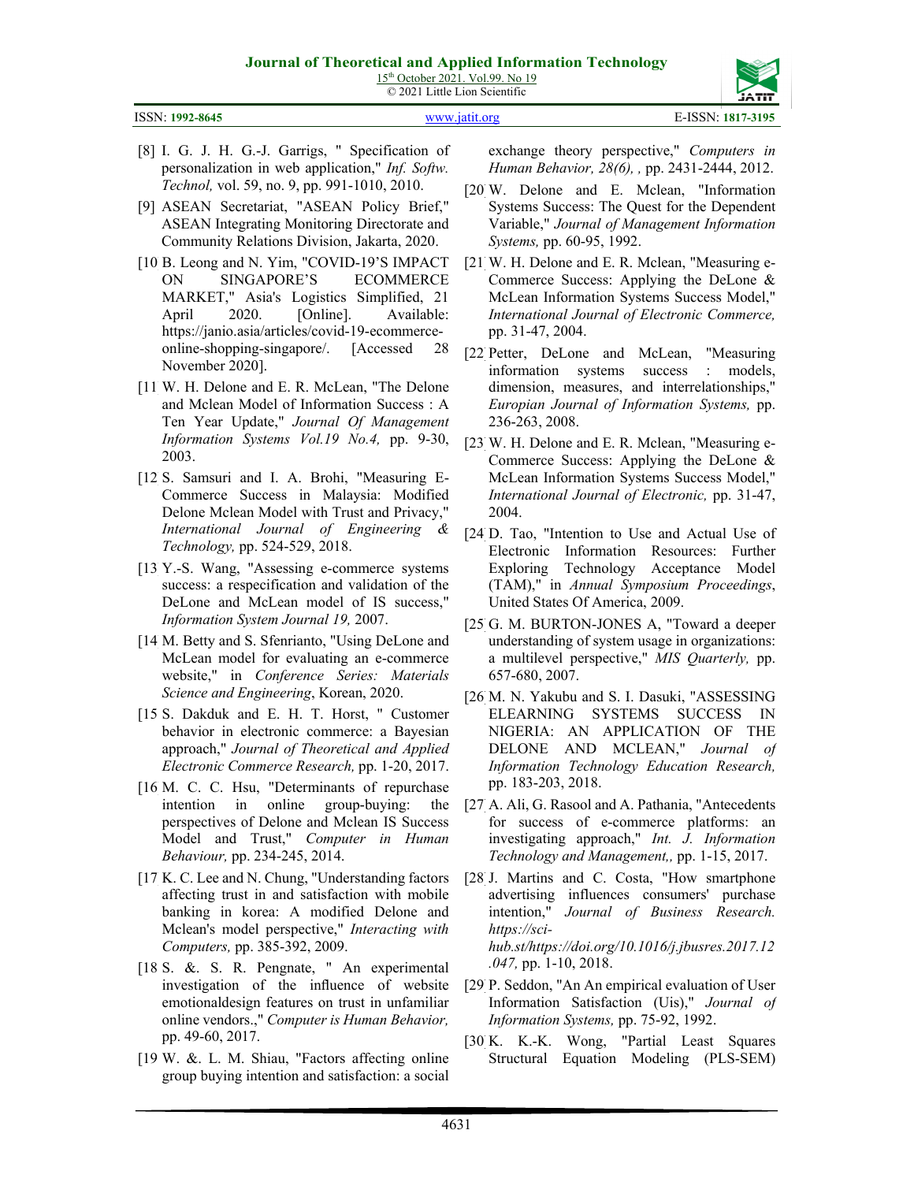[8] I. G. J. H. G.-J. Garrigs, " Specification of personalization in web application," *Inf. Softw. Technol,* vol. 59, no. 9, pp. 991-1010, 2010.

[9] ASEAN Secretariat, "ASEAN Policy Brief," ASEAN Integrating Monitoring Directorate and Community Relations Division, Jakarta, 2020.

[10 B. Leong and N. Yim, "COVID-19'S IMPACT ON SINGAPORE'S ECOMMERCE MARKET," Asia's Logistics Simplified, 21 April 2020. [Online]. Available: https://janio.asia/articles/covid-19-ecommerce-online-shopping-singapore/. [Accessed 28 November 2020].

[11 W. H. Delone and E. R. McLean, "The Delone and Mclean Model of Information Success : A Ten Year Update," *Journal Of Management Information Systems Vol.19 No.4,* pp. 9-30, 2003.

[12 S. Samsuri and I. A. Brohi, "Measuring E-Commerce Success in Malaysia: Modified Delone Mclean Model with Trust and Privacy," *International Journal of Engineering & Technology,* pp. 524-529, 2018.

[13 Y.-S. Wang, "Assessing e-commerce systems success: a respecification and validation of the DeLone and McLean model of IS success," *Information System Journal 19,* 2007.

[14 M. Betty and S. Sfenrianto, "Using DeLone and McLean model for evaluating an e-commerce website," in *Conference Series: Materials Science and Engineering*, Korean, 2020.

[15 S. Dakduk and E. H. T. Horst, " Customer behavior in electronic commerce: a Bayesian approach," *Journal of Theoretical and Applied Electronic Commerce Research,* pp. 1-20, 2017.

[16 M. C. C. Hsu, "Determinants of repurchase intention in online group-buying: the perspectives of Delone and Mclean IS Success Model and Trust," *Computer in Human Behaviour,* pp. 234-245, 2014.

[17 K. C. Lee and N. Chung, "Understanding factors affecting trust in and satisfaction with mobile banking in korea: A modified Delone and Mclean's model perspective," *Interacting with Computers,* pp. 385-392, 2009.

[18 S. &. S. R. Pengnate, " An experimental investigation of the influence of website emotionaldesign features on trust in unfamiliar online vendors.," *Computer is Human Behavior,* pp. 49-60, 2017.

[19 W. &. L. M. Shiau, "Factors affecting online group buying intention and satisfaction: a social exchange theory perspective," *Computers in Human Behavior, 28(6), ,* pp. 2431-2444, 2012.

[20 W. Delone and E. Mclean, "Information Systems Success: The Quest for the Dependent Variable," *Journal of Management Information Systems,* pp. 60-95, 1992.

[21 W. H. Delone and E. R. Mclean, "Measuring e-Commerce Success: Applying the DeLone & McLean Information Systems Success Model," *International Journal of Electronic Commerce,* pp. 31-47, 2004.

[22 Petter, DeLone and McLean, "Measuring information systems success : models, dimension, measures, and interrelationships," *Europian Journal of Information Systems,* pp. 236-263, 2008.

[23 W. H. Delone and E. R. Mclean, "Measuring e-Commerce Success: Applying the DeLone & McLean Information Systems Success Model," *International Journal of Electronic,* pp. 31-47, 2004.

[24 D. Tao, "Intention to Use and Actual Use of Electronic Information Resources: Further Exploring Technology Acceptance Model (TAM)," in *Annual Symposium Proceedings*, United States Of America, 2009.

[25 G. M. BURTON-JONES A, "Toward a deeper understanding of system usage in organizations: a multilevel perspective," *MIS Quarterly,* pp. 657-680, 2007.

[26 M. N. Yakubu and S. I. Dasuki, "ASSESSING ELEARNING SYSTEMS SUCCESS IN NIGERIA: AN APPLICATION OF THE DELONE AND MCLEAN," *Journal of Information Technology Education Research,* pp. 183-203, 2018.

[27 A. Ali, G. Rasool and A. Pathania, "Antecedents for success of e-commerce platforms: an investigating approach," *Int. J. Information Technology and Management,,* pp. 1-15, 2017.

[28 J. Martins and C. Costa, "How smartphone advertising influences consumers' purchase intention," *Journal of Business Research. https://sci-hub.st/https://doi.org/10.1016/j.jbusres.2017.12.047,* pp. 1-10, 2018.

[29 P. Seddon, "An An empirical evaluation of User Information Satisfaction (Uis)," *Journal of Information Systems,* pp. 75-92, 1992.

[30 K. K.-K. Wong, "Partial Least Squares Structural Equation Modeling (PLS-SEM)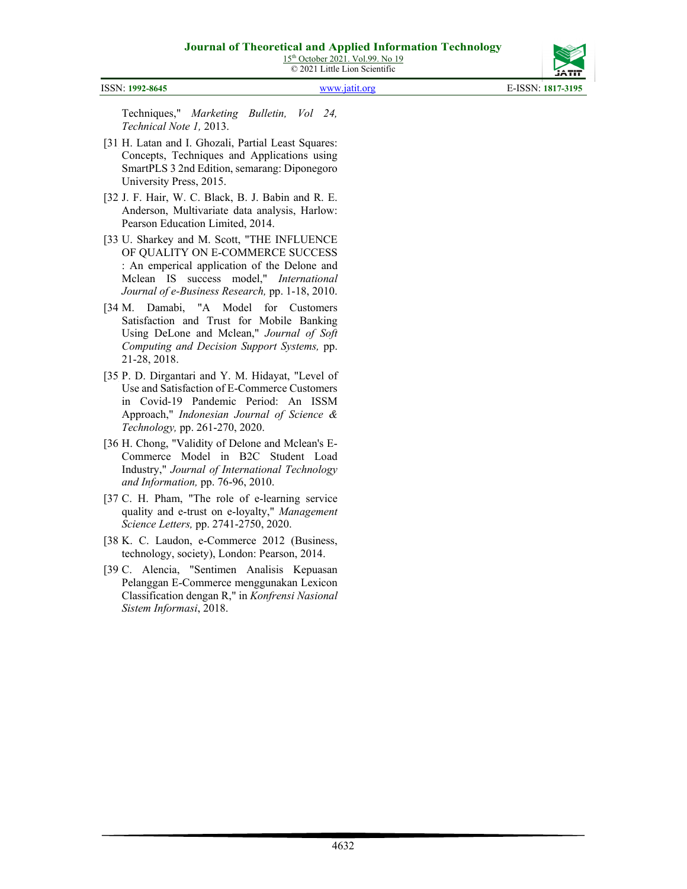Techniques," *Marketing Bulletin, Vol 24, Technical Note 1,* 2013.

[31 H. Latan and I. Ghozali, Partial Least Squares: Concepts, Techniques and Applications using SmartPLS 3 2nd Edition, semarang: Diponegoro University Press, 2015.

[32 J. F. Hair, W. C. Black, B. J. Babin and R. E. Anderson, Multivariate data analysis, Harlow: Pearson Education Limited, 2014.

[33 U. Sharkey and M. Scott, "THE INFLUENCE OF QUALITY ON E-COMMERCE SUCCESS : An emperical application of the Delone and Mclean IS success model," *International Journal of e-Business Research,* pp. 1-18, 2010.

[34 M. Damabi, "A Model for Customers Satisfaction and Trust for Mobile Banking Using DeLone and Mclean," *Journal of Soft Computing and Decision Support Systems,* pp. 21-28, 2018.

[35 P. D. Dirgantari and Y. M. Hidayat, "Level of Use and Satisfaction of E-Commerce Customers in Covid-19 Pandemic Period: An ISSM Approach," *Indonesian Journal of Science & Technology,* pp. 261-270, 2020.

[36 H. Chong, "Validity of Delone and Mclean's E-Commerce Model in B2C Student Load Industry," *Journal of International Technology and Information,* pp. 76-96, 2010.

[37 C. H. Pham, "The role of e-learning service quality and e-trust on e-loyalty," *Management Science Letters,* pp. 2741-2750, 2020.

[38 K. C. Laudon, e-Commerce 2012 (Business, technology, society), London: Pearson, 2014.

[39 C. Alencia, "Sentimen Analisis Kepuasan Pelanggan E-Commerce menggunakan Lexicon Classification dengan R," in *Konfrensi Nasional Sistem Informasi*, 2018.